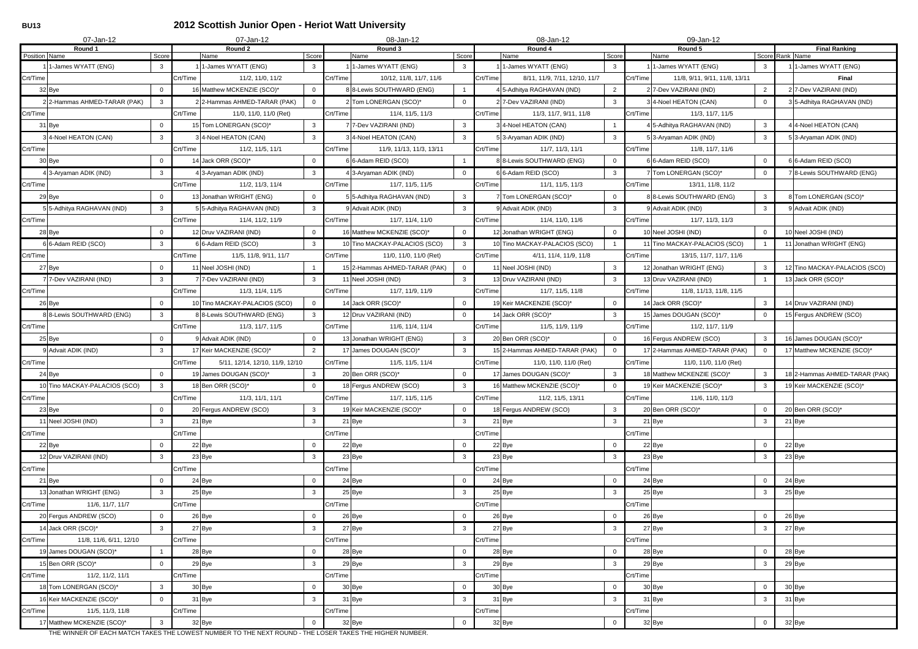**BU13**

# 2012 Scottish Junior Open - Heriot Watt University

| 07-Jan-12 | | | 07-Jan-12 | | | 08-Jan-12 | | | 08-Jan-12 | | | 09-Jan-12 | | | | |
|---|---|---|---|---|---|---|---|---|---|---|---|---|---|---|---|---|
| **Round 1** | | | **Round 2** | | | **Round 3** | | | **Round 4** | | | **Round 5** | | | **Final Ranking** | |
| Position | Name | Score | | Name | Score | | Name | Score | | Name | Score | | Name | Score | Rank | Name |
| 1 | 1-James WYATT (ENG) | 3 | 1 | 1-James WYATT (ENG) | 3 | 1 | 1-James WYATT (ENG) | 3 | 1 | 1-James WYATT (ENG) | 3 | 1 | 1-James WYATT (ENG) | 3 | 1 | 1-James WYATT (ENG) |
| Crt/Time | | | Crt/Time | 11/2, 11/0, 11/2 | | Crt/Time | 10/12, 11/8, 11/7, 11/6 | | Crt/Time | 8/11, 11/9, 7/11, 12/10, 11/7 | | Crt/Time | 11/8, 9/11, 9/11, 11/8, 13/11 | | | **Final** |
| 32 | Bye | 0 | 16 | Matthew MCKENZIE (SCO)* | 0 | 8 | 8-Lewis SOUTHWARD (ENG) | 1 | 4 | 5-Adhitya RAGHAVAN (IND) | 2 | 2 | 7-Dev VAZIRANI (IND) | 2 | 2 | 7-Dev VAZIRANI (IND) |
| 2 | 2-Hammas AHMED-TARAR (PAK) | 3 | 2 | 2-Hammas AHMED-TARAR (PAK) | 0 | 2 | Tom LONERGAN (SCO)* | 0 | 2 | 7-Dev VAZIRANI (IND) | 3 | 3 | 4-Noel HEATON (CAN) | 0 | 3 | 5-Adhitya RAGHAVAN (IND) |
| Crt/Time | | | Crt/Time | 11/0, 11/0, 11/0 (Ret) | | Crt/Time | 11/4, 11/5, 11/3 | | Crt/Time | 11/3, 11/7, 9/11, 11/8 | | Crt/Time | 11/3, 11/7, 11/5 | | | |
| 31 | Bye | 0 | 15 | Tom LONERGAN (SCO)* | 3 | 7 | 7-Dev VAZIRANI (IND) | 3 | 3 | 4-Noel HEATON (CAN) | 1 | 4 | 5-Adhitya RAGHAVAN (IND) | 3 | 4 | 4-Noel HEATON (CAN) |
| 3 | 4-Noel HEATON (CAN) | 3 | 3 | 4-Noel HEATON (CAN) | 3 | 3 | 4-Noel HEATON (CAN) | 3 | 5 | 3-Aryaman ADIK (IND) | 3 | 5 | 3-Aryaman ADIK (IND) | 3 | 5 | 3-Aryaman ADIK (IND) |
| Crt/Time | | | Crt/Time | 11/2, 11/5, 11/1 | | Crt/Time | 11/9, 11/13, 11/3, 13/11 | | Crt/Time | 11/7, 11/3, 11/1 | | Crt/Time | 11/8, 11/7, 11/6 | | | |
| 30 | Bye | 0 | 14 | Jack ORR (SCO)* | 0 | 6 | 6-Adam REID (SCO) | 1 | 8 | 8-Lewis SOUTHWARD (ENG) | 0 | 6 | 6-Adam REID (SCO) | 0 | 6 | 6-Adam REID (SCO) |
| 4 | 3-Aryaman ADIK (IND) | 3 | 4 | 3-Aryaman ADIK (IND) | 3 | 4 | 3-Aryaman ADIK (IND) | 0 | 6 | 6-Adam REID (SCO) | 3 | 7 | Tom LONERGAN (SCO)* | 0 | 7 | 8-Lewis SOUTHWARD (ENG) |
| Crt/Time | | | Crt/Time | 11/2, 11/3, 11/4 | | Crt/Time | 11/7, 11/5, 11/5 | | Crt/Time | 11/1, 11/5, 11/3 | | Crt/Time | 13/11, 11/8, 11/2 | | | |
| 29 | Bye | 0 | 13 | Jonathan WRIGHT (ENG) | 0 | 5 | 5-Adhitya RAGHAVAN (IND) | 3 | 7 | Tom LONERGAN (SCO)* | 0 | 8 | 8-Lewis SOUTHWARD (ENG) | 3 | 8 | Tom LONERGAN (SCO)* |
| 5 | 5-Adhitya RAGHAVAN (IND) | 3 | 5 | 5-Adhitya RAGHAVAN (IND) | 3 | 9 | Advait ADIK (IND) | 3 | 9 | Advait ADIK (IND) | 3 | 9 | Advait ADIK (IND) | 3 | 9 | Advait ADIK (IND) |
| Crt/Time | | | Crt/Time | 11/4, 11/2, 11/9 | | Crt/Time | 11/7, 11/4, 11/0 | | Crt/Time | 11/4, 11/0, 11/6 | | Crt/Time | 11/7, 11/3, 11/3 | | | |
| 28 | Bye | 0 | 12 | Druv VAZIRANI (IND) | 0 | 16 | Matthew MCKENZIE (SCO)* | 0 | 12 | Jonathan WRIGHT (ENG) | 0 | 10 | Neel JOSHI (IND) | 0 | 10 | Neel JOSHI (IND) |
| 6 | 6-Adam REID (SCO) | 3 | 6 | 6-Adam REID (SCO) | 3 | 10 | Tino MACKAY-PALACIOS (SCO) | 3 | 10 | Tino MACKAY-PALACIOS (SCO) | 1 | 11 | Tino MACKAY-PALACIOS (SCO) | 1 | 11 | Jonathan WRIGHT (ENG) |
| Crt/Time | | | Crt/Time | 11/5, 11/8, 9/11, 11/7 | | Crt/Time | 11/0, 11/0, 11/0 (Ret) | | Crt/Time | 4/11, 11/4, 11/9, 11/8 | | Crt/Time | 13/15, 11/7, 11/7, 11/6 | | | |
| 27 | Bye | 0 | 11 | Neel JOSHI (IND) | 1 | 15 | 2-Hammas AHMED-TARAR (PAK) | 0 | 11 | Neel JOSHI (IND) | 3 | 12 | Jonathan WRIGHT (ENG) | 3 | 12 | Tino MACKAY-PALACIOS (SCO) |
| 7 | 7-Dev VAZIRANI (IND) | 3 | 7 | 7-Dev VAZIRANI (IND) | 3 | 11 | Neel JOSHI (IND) | 3 | 13 | Druv VAZIRANI (IND) | 3 | 13 | Druv VAZIRANI (IND) | 1 | 13 | Jack ORR (SCO)* |
| Crt/Time | | | Crt/Time | 11/3, 11/4, 11/5 | | Crt/Time | 11/7, 11/9, 11/9 | | Crt/Time | 11/7, 11/5, 11/8 | | Crt/Time | 11/8, 11/13, 11/8, 11/5 | | | |
| 26 | Bye | 0 | 10 | Tino MACKAY-PALACIOS (SCO) | 0 | 14 | Jack ORR (SCO)* | 0 | 19 | Keir MACKENZIE (SCO)* | 0 | 14 | Jack ORR (SCO)* | 3 | 14 | Druv VAZIRANI (IND) |
| 8 | 8-Lewis SOUTHWARD (ENG) | 3 | 8 | 8-Lewis SOUTHWARD (ENG) | 3 | 12 | Druv VAZIRANI (IND) | 0 | 14 | Jack ORR (SCO)* | 3 | 15 | James DOUGAN (SCO)* | 0 | 15 | Fergus ANDREW (SCO) |
| Crt/Time | | | Crt/Time | 11/3, 11/7, 11/5 | | Crt/Time | 11/6, 11/4, 11/4 | | Crt/Time | 11/5, 11/9, 11/9 | | Crt/Time | 11/2, 11/7, 11/9 | | | |
| 25 | Bye | 0 | 9 | Advait ADIK (IND) | 0 | 13 | Jonathan WRIGHT (ENG) | 3 | 20 | Ben ORR (SCO)* | 0 | 16 | Fergus ANDREW (SCO) | 3 | 16 | James DOUGAN (SCO)* |
| 9 | Advait ADIK (IND) | 3 | 17 | Keir MACKENZIE (SCO)* | 2 | 17 | James DOUGAN (SCO)* | 3 | 15 | 2-Hammas AHMED-TARAR (PAK) | 0 | 17 | 2-Hammas AHMED-TARAR (PAK) | 0 | 17 | Matthew MCKENZIE (SCO)* |
| Crt/Time | | | Crt/Time | 5/11, 12/14, 12/10, 11/9, 12/10 | | Crt/Time | 11/5, 11/5, 11/4 | | Crt/Time | 11/0, 11/0, 11/0 (Ret) | | Crt/Time | 11/0, 11/0, 11/0 (Ret) | | | |
| 24 | Bye | 0 | 19 | James DOUGAN (SCO)* | 3 | 20 | Ben ORR (SCO)* | 0 | 17 | James DOUGAN (SCO)* | 3 | 18 | Matthew MCKENZIE (SCO)* | 3 | 18 | 2-Hammas AHMED-TARAR (PAK) |
| 10 | Tino MACKAY-PALACIOS (SCO) | 3 | 18 | Ben ORR (SCO)* | 0 | 18 | Fergus ANDREW (SCO) | 3 | 16 | Matthew MCKENZIE (SCO)* | 0 | 19 | Keir MACKENZIE (SCO)* | 3 | 19 | Keir MACKENZIE (SCO)* |
| Crt/Time | | | Crt/Time | 11/3, 11/1, 11/1 | | Crt/Time | 11/7, 11/5, 11/5 | | Crt/Time | 11/2, 11/5, 13/11 | | Crt/Time | 11/6, 11/0, 11/3 | | | |
| 23 | Bye | 0 | 20 | Fergus ANDREW (SCO) | 3 | 19 | Keir MACKENZIE (SCO)* | 0 | 18 | Fergus ANDREW (SCO) | 3 | 20 | Ben ORR (SCO)* | 0 | 20 | Ben ORR (SCO)* |
| 11 | Neel JOSHI (IND) | 3 | 21 | Bye | 3 | 21 | Bye | 3 | 21 | Bye | 3 | 21 | Bye | 3 | 21 | Bye |
| Crt/Time | | | Crt/Time | | | Crt/Time | | | Crt/Time | | | Crt/Time | | | | |
| 22 | Bye | 0 | 22 | Bye | 0 | 22 | Bye | 0 | 22 | Bye | 0 | 22 | Bye | 0 | 22 | Bye |
| 12 | Druv VAZIRANI (IND) | 3 | 23 | Bye | 3 | 23 | Bye | 3 | 23 | Bye | 3 | 23 | Bye | 3 | 23 | Bye |
| Crt/Time | | | Crt/Time | | | Crt/Time | | | Crt/Time | | | Crt/Time | | | | |
| 21 | Bye | 0 | 24 | Bye | 0 | 24 | Bye | 0 | 24 | Bye | 0 | 24 | Bye | 0 | 24 | Bye |
| 13 | Jonathan WRIGHT (ENG) | 3 | 25 | Bye | 3 | 25 | Bye | 3 | 25 | Bye | 3 | 25 | Bye | 3 | 25 | Bye |
| Crt/Time | 11/6, 11/7, 11/7 | | Crt/Time | | | Crt/Time | | | Crt/Time | | | Crt/Time | | | | |
| 20 | Fergus ANDREW (SCO) | 0 | 26 | Bye | 0 | 26 | Bye | 0 | 26 | Bye | 0 | 26 | Bye | 0 | 26 | Bye |
| 14 | Jack ORR (SCO)* | 3 | 27 | Bye | 3 | 27 | Bye | 3 | 27 | Bye | 3 | 27 | Bye | 3 | 27 | Bye |
| Crt/Time | 11/8, 11/6, 6/11, 12/10 | | Crt/Time | | | Crt/Time | | | Crt/Time | | | Crt/Time | | | | |
| 19 | James DOUGAN (SCO)* | 1 | 28 | Bye | 0 | 28 | Bye | 0 | 28 | Bye | 0 | 28 | Bye | 0 | 28 | Bye |
| 15 | Ben ORR (SCO)* | 0 | 29 | Bye | 3 | 29 | Bye | 3 | 29 | Bye | 3 | 29 | Bye | 3 | 29 | Bye |
| Crt/Time | 11/2, 11/2, 11/1 | | Crt/Time | | | Crt/Time | | | Crt/Time | | | Crt/Time | | | | |
| 18 | Tom LONERGAN (SCO)* | 3 | 30 | Bye | 0 | 30 | Bye | 0 | 30 | Bye | 0 | 30 | Bye | 0 | 30 | Bye |
| 16 | Keir MACKENZIE (SCO)* | 0 | 31 | Bye | 3 | 31 | Bye | 3 | 31 | Bye | 3 | 31 | Bye | 3 | 31 | Bye |
| Crt/Time | 11/5, 11/3, 11/8 | | Crt/Time | | | Crt/Time | | | Crt/Time | | | Crt/Time | | | | |
| 17 | Matthew MCKENZIE (SCO)* | 3 | 32 | Bye | 0 | 32 | Bye | 0 | 32 | Bye | 0 | 32 | Bye | 0 | 32 | Bye |

THE WINNER OF EACH MATCH TAKES THE LOWEST NUMBER TO THE NEXT ROUND - THE LOSER TAKES THE HIGHER NUMBER.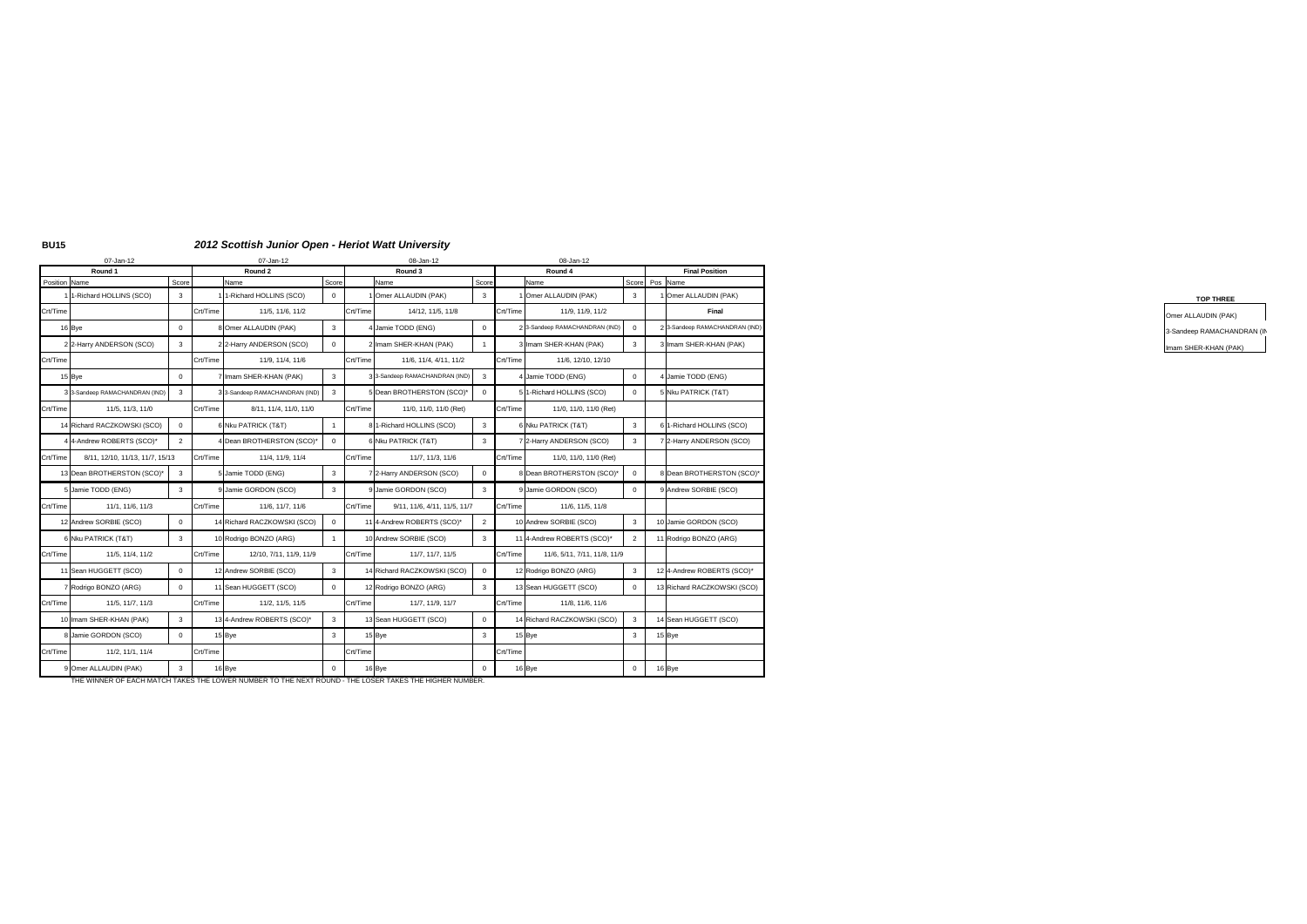**BU15**

## *2012 Scottish Junior Open - Heriot Watt University*

| 07-Jan-12 | | | 07-Jan-12 | | | 08-Jan-12 | | | 08-Jan-12 | | | | |
|---|---|---|---|---|---|---|---|---|---|---|---|---|---|
| **Round 1** | | | **Round 2** | | | **Round 3** | | | **Round 4** | | | **Final Position** | |
| Position | Name | Score | | Name | Score | | Name | Score | | Name | Score | Pos | Name |
| 1 | 1-Richard HOLLINS (SCO) | 3 | 1 | 1-Richard HOLLINS (SCO) | 0 | 1 | Omer ALLAUDIN (PAK) | 3 | 1 | Omer ALLAUDIN (PAK) | 3 | 1 | Omer ALLAUDIN (PAK) |
| Crt/Time | | | Crt/Time | 11/5, 11/6, 11/2 | | Crt/Time | 14/12, 11/5, 11/8 | | Crt/Time | 11/9, 11/9, 11/2 | | | **Final** |
| 16 | Bye | 0 | 8 | Omer ALLAUDIN (PAK) | 3 | 4 | Jamie TODD (ENG) | 0 | 2 | 3-Sandeep RAMACHANDRAN (IND) | 0 | 2 | 3-Sandeep RAMACHANDRAN (IND) |
| 2 | 2-Harry ANDERSON (SCO) | 3 | 2 | 2-Harry ANDERSON (SCO) | 0 | 2 | Imam SHER-KHAN (PAK) | 1 | 3 | Imam SHER-KHAN (PAK) | 3 | 3 | Imam SHER-KHAN (PAK) |
| Crt/Time | | | Crt/Time | 11/9, 11/4, 11/6 | | Crt/Time | 11/6, 11/4, 4/11, 11/2 | | Crt/Time | 11/6, 12/10, 12/10 | | | |
| 15 | Bye | 0 | 7 | Imam SHER-KHAN (PAK) | 3 | 3 | 3-Sandeep RAMACHANDRAN (IND) | 3 | 4 | Jamie TODD (ENG) | 0 | 4 | Jamie TODD (ENG) |
| 3 | 3-Sandeep RAMACHANDRAN (IND) | 3 | 3 | 3-Sandeep RAMACHANDRAN (IND) | 3 | 5 | Dean BROTHERSTON (SCO)* | 0 | 5 | 1-Richard HOLLINS (SCO) | 0 | 5 | Nku PATRICK (T&T) |
| Crt/Time | 11/5, 11/3, 11/0 | | Crt/Time | 8/11, 11/4, 11/0, 11/0 | | Crt/Time | 11/0, 11/0, 11/0 (Ret) | | Crt/Time | 11/0, 11/0, 11/0 (Ret) | | | |
| 14 | Richard RACZKOWSKI (SCO) | 0 | 6 | Nku PATRICK (T&T) | 1 | 8 | 1-Richard HOLLINS (SCO) | 3 | 6 | Nku PATRICK (T&T) | 3 | 6 | 1-Richard HOLLINS (SCO) |
| 4 | 4-Andrew ROBERTS (SCO)* | 2 | 4 | Dean BROTHERSTON (SCO)* | 0 | 6 | Nku PATRICK (T&T) | 3 | 7 | 2-Harry ANDERSON (SCO) | 3 | 7 | 2-Harry ANDERSON (SCO) |
| Crt/Time | 8/11, 12/10, 11/13, 11/7, 15/13 | | Crt/Time | 11/4, 11/9, 11/4 | | Crt/Time | 11/7, 11/3, 11/6 | | Crt/Time | 11/0, 11/0, 11/0 (Ret) | | | |
| 13 | Dean BROTHERSTON (SCO)* | 3 | 5 | Jamie TODD (ENG) | 3 | 7 | 2-Harry ANDERSON (SCO) | 0 | 8 | Dean BROTHERSTON (SCO)* | 0 | 8 | Dean BROTHERSTON (SCO)* |
| 5 | Jamie TODD (ENG) | 3 | 9 | Jamie GORDON (SCO) | 3 | 9 | Jamie GORDON (SCO) | 3 | 9 | Jamie GORDON (SCO) | 0 | 9 | Andrew SORBIE (SCO) |
| Crt/Time | 11/1, 11/6, 11/3 | | Crt/Time | 11/6, 11/7, 11/6 | | Crt/Time | 9/11, 11/6, 4/11, 11/5, 11/7 | | Crt/Time | 11/6, 11/5, 11/8 | | | |
| 12 | Andrew SORBIE (SCO) | 0 | 14 | Richard RACZKOWSKI (SCO) | 0 | 11 | 4-Andrew ROBERTS (SCO)* | 2 | 10 | Andrew SORBIE (SCO) | 3 | 10 | Jamie GORDON (SCO) |
| 6 | Nku PATRICK (T&T) | 3 | 10 | Rodrigo BONZO (ARG) | 1 | 10 | Andrew SORBIE (SCO) | 3 | 11 | 4-Andrew ROBERTS (SCO)* | 2 | 11 | Rodrigo BONZO (ARG) |
| Crt/Time | 11/5, 11/4, 11/2 | | Crt/Time | 12/10, 7/11, 11/9, 11/9 | | Crt/Time | 11/7, 11/7, 11/5 | | Crt/Time | 11/6, 5/11, 7/11, 11/8, 11/9 | | | |
| 11 | Sean HUGGETT (SCO) | 0 | 12 | Andrew SORBIE (SCO) | 3 | 14 | Richard RACZKOWSKI (SCO) | 0 | 12 | Rodrigo BONZO (ARG) | 3 | 12 | 4-Andrew ROBERTS (SCO)* |
| 7 | Rodrigo BONZO (ARG) | 0 | 11 | Sean HUGGETT (SCO) | 0 | 12 | Rodrigo BONZO (ARG) | 3 | 13 | Sean HUGGETT (SCO) | 0 | 13 | Richard RACZKOWSKI (SCO) |
| Crt/Time | 11/5, 11/7, 11/3 | | Crt/Time | 11/2, 11/5, 11/5 | | Crt/Time | 11/7, 11/3, 11/7 | | Crt/Time | 11/8, 11/6, 11/6 | | | |
| 10 | Imam SHER-KHAN (PAK) | 3 | 13 | 4-Andrew ROBERTS (SCO)* | 3 | 13 | Sean HUGGETT (SCO) | 0 | 14 | Richard RACZKOWSKI (SCO) | 3 | 14 | Sean HUGGETT (SCO) |
| 8 | Jamie GORDON (SCO) | 0 | 15 | Bye | 3 | 15 | Bye | 3 | 15 | Bye | 3 | 15 | Bye |
| Crt/Time | 11/2, 11/1, 11/4 | | Crt/Time | | | Crt/Time | | | Crt/Time | | | | |
| 9 | Omer ALLAUDIN (PAK) | 3 | 16 | Bye | 0 | 16 | Bye | 0 | 16 | Bye | 0 | 16 | Bye |

THE WINNER OF EACH MATCH TAKES THE LOWER NUMBER TO THE NEXT ROUND - THE LOSER TAKES THE HIGHER NUMBER.

| TOP THREE |
|---|
| Omer ALLAUDIN (PAK) |
| 3-Sandeep RAMACHANDRAN (IN |
| Imam SHER-KHAN (PAK) |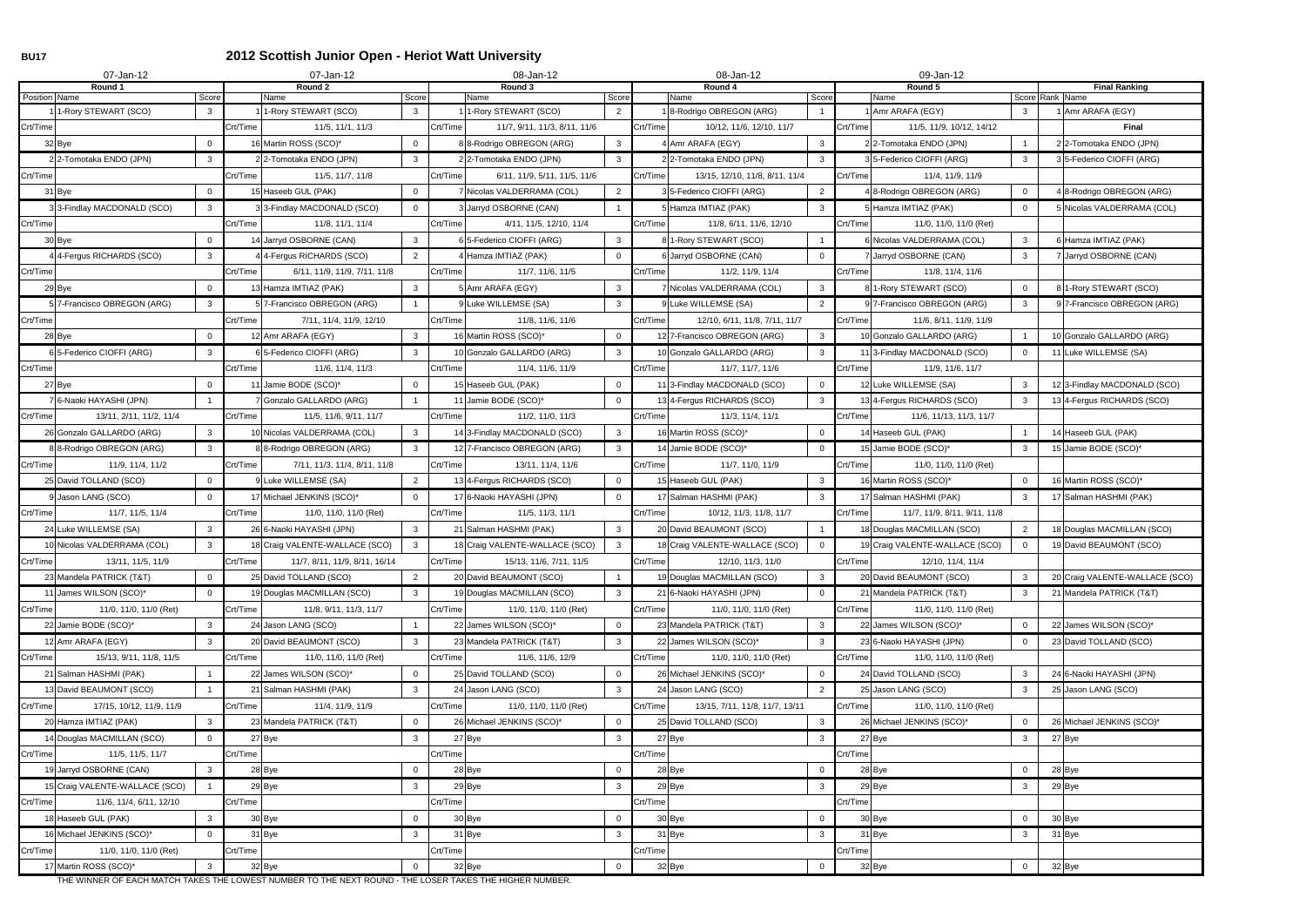BU17

# 2012 Scottish Junior Open - Heriot Watt University

| 07-Jan-12 | | | 07-Jan-12 | | | 08-Jan-12 | | | 08-Jan-12 | | | 09-Jan-12 | | | | |
|---|---|---|---|---|---|---|---|---|---|---|---|---|---|---|---|---|
| Round 1 | | | Round 2 | | | Round 3 | | | Round 4 | | | Round 5 | | | Final Ranking | |
| Position | Name | Score | | Name | Score | | Name | Score | | Name | Score | | Name | Score | Rank | Name |
| 1 | 1-Rory STEWART (SCO) | 3 | 1 | 1-Rory STEWART (SCO) | 3 | 1 | 1-Rory STEWART (SCO) | 2 | 1 | 8-Rodrigo OBREGON (ARG) | 1 | 1 | Amr ARAFA (EGY) | 3 | 1 | Amr ARAFA (EGY) |
| Crt/Time | | | Crt/Time | 11/5, 11/1, 11/3 | | Crt/Time | 11/7, 9/11, 11/3, 8/11, 11/6 | | Crt/Time | 10/12, 11/6, 12/10, 11/7 | | Crt/Time | 11/5, 11/9, 10/12, 14/12 | | | Final |
| 32 | Bye | 0 | 16 | Martin ROSS (SCO)* | 0 | 8 | 8-Rodrigo OBREGON (ARG) | 3 | 4 | Amr ARAFA (EGY) | 3 | 2 | 2-Tomotaka ENDO (JPN) | 1 | 2 | 2-Tomotaka ENDO (JPN) |
| 2 | 2-Tomotaka ENDO (JPN) | 3 | 2 | 2-Tomotaka ENDO (JPN) | 3 | 2 | 2-Tomotaka ENDO (JPN) | 3 | 2 | 2-Tomotaka ENDO (JPN) | 3 | 3 | 5-Federico CIOFFI (ARG) | 3 | 3 | 5-Federico CIOFFI (ARG) |
| Crt/Time | | | Crt/Time | 11/5, 11/7, 11/8 | | Crt/Time | 6/11, 11/9, 5/11, 11/5, 11/6 | | Crt/Time | 13/15, 12/10, 11/8, 8/11, 11/4 | | Crt/Time | 11/4, 11/9, 11/9 | | | |
| 31 | Bye | 0 | 15 | Haseeb GUL (PAK) | 0 | 7 | Nicolas VALDERRAMA (COL) | 2 | 3 | 5-Federico CIOFFI (ARG) | 2 | 4 | 8-Rodrigo OBREGON (ARG) | 0 | 4 | 8-Rodrigo OBREGON (ARG) |
| 3 | 3-Findlay MACDONALD (SCO) | 3 | 3 | 3-Findlay MACDONALD (SCO) | 0 | 3 | Jarryd OSBORNE (CAN) | 1 | 5 | Hamza IMTIAZ (PAK) | 3 | 5 | Hamza IMTIAZ (PAK) | 0 | 5 | Nicolas VALDERRAMA (COL) |
| Crt/Time | | | Crt/Time | 11/8, 11/1, 11/4 | | Crt/Time | 4/11, 11/5, 12/10, 11/4 | | Crt/Time | 11/8, 6/11, 11/6, 12/10 | | Crt/Time | 11/0, 11/0, 11/0 (Ret) | | | |
| 30 | Bye | 0 | 14 | Jarryd OSBORNE (CAN) | 3 | 6 | 5-Federico CIOFFI (ARG) | 3 | 8 | 1-Rory STEWART (SCO) | 1 | 6 | Nicolas VALDERRAMA (COL) | 3 | 6 | Hamza IMTIAZ (PAK) |
| 4 | 4-Fergus RICHARDS (SCO) | 3 | 4 | 4-Fergus RICHARDS (SCO) | 2 | 4 | Hamza IMTIAZ (PAK) | 0 | 6 | Jarryd OSBORNE (CAN) | 0 | 7 | Jarryd OSBORNE (CAN) | 3 | 7 | Jarryd OSBORNE (CAN) |
| Crt/Time | | | Crt/Time | 6/11, 11/9, 11/9, 7/11, 11/8 | | Crt/Time | 11/7, 11/6, 11/5 | | Crt/Time | 11/2, 11/9, 11/4 | | Crt/Time | 11/8, 11/4, 11/6 | | | |
| 29 | Bye | 0 | 13 | Hamza IMTIAZ (PAK) | 3 | 5 | Amr ARAFA (EGY) | 3 | 7 | Nicolas VALDERRAMA (COL) | 3 | 8 | 1-Rory STEWART (SCO) | 0 | 8 | 1-Rory STEWART (SCO) |
| 5 | 7-Francisco OBREGON (ARG) | 3 | 5 | 7-Francisco OBREGON (ARG) | 1 | 9 | Luke WILLEMSE (SA) | 3 | 9 | Luke WILLEMSE (SA) | 2 | 9 | 7-Francisco OBREGON (ARG) | 3 | 9 | 7-Francisco OBREGON (ARG) |
| Crt/Time | | | Crt/Time | 7/11, 11/4, 11/9, 12/10 | | Crt/Time | 11/8, 11/6, 11/6 | | Crt/Time | 12/10, 6/11, 11/8, 7/11, 11/7 | | Crt/Time | 11/6, 8/11, 11/9, 11/9 | | | |
| 28 | Bye | 0 | 12 | Amr ARAFA (EGY) | 3 | 16 | Martin ROSS (SCO)* | 0 | 12 | 7-Francisco OBREGON (ARG) | 3 | 10 | Gonzalo GALLARDO (ARG) | 1 | 10 | Gonzalo GALLARDO (ARG) |
| 6 | 5-Federico CIOFFI (ARG) | 3 | 6 | 5-Federico CIOFFI (ARG) | 3 | 10 | Gonzalo GALLARDO (ARG) | 3 | 10 | Gonzalo GALLARDO (ARG) | 3 | 11 | 3-Findlay MACDONALD (SCO) | 0 | 11 | Luke WILLEMSE (SA) |
| Crt/Time | | | Crt/Time | 11/6, 11/4, 11/3 | | Crt/Time | 11/4, 11/6, 11/9 | | Crt/Time | 11/7, 11/7, 11/6 | | Crt/Time | 11/9, 11/6, 11/7 | | | |
| 27 | Bye | 0 | 11 | Jamie BODE (SCO)* | 0 | 15 | Haseeb GUL (PAK) | 0 | 11 | 3-Findlay MACDONALD (SCO) | 0 | 12 | Luke WILLEMSE (SA) | 3 | 12 | 3-Findlay MACDONALD (SCO) |
| 7 | 6-Naoki HAYASHI (JPN) | 1 | 7 | Gonzalo GALLARDO (ARG) | 1 | 11 | Jamie BODE (SCO)* | 0 | 13 | 4-Fergus RICHARDS (SCO) | 3 | 13 | 4-Fergus RICHARDS (SCO) | 3 | 13 | 4-Fergus RICHARDS (SCO) |
| Crt/Time | 13/11, 2/11, 11/2, 11/4 | | Crt/Time | 11/5, 11/6, 9/11, 11/7 | | Crt/Time | 11/2, 11/0, 11/3 | | Crt/Time | 11/3, 11/4, 11/1 | | Crt/Time | 11/6, 11/13, 11/3, 11/7 | | | |
| 26 | Gonzalo GALLARDO (ARG) | 3 | 10 | Nicolas VALDERRAMA (COL) | 3 | 14 | 3-Findlay MACDONALD (SCO) | 3 | 16 | Martin ROSS (SCO)* | 0 | 14 | Haseeb GUL (PAK) | 1 | 14 | Haseeb GUL (PAK) |
| 8 | 8-Rodrigo OBREGON (ARG) | 3 | 8 | 8-Rodrigo OBREGON (ARG) | 3 | 12 | 7-Francisco OBREGON (ARG) | 3 | 14 | Jamie BODE (SCO)* | 0 | 15 | Jamie BODE (SCO)* | 3 | 15 | Jamie BODE (SCO)* |
| Crt/Time | 11/9, 11/4, 11/2 | | Crt/Time | 7/11, 11/3, 11/4, 8/11, 11/8 | | Crt/Time | 13/11, 11/4, 11/6 | | Crt/Time | 11/7, 11/0, 11/9 | | Crt/Time | 11/0, 11/0, 11/0 (Ret) | | | |
| 25 | David TOLLAND (SCO) | 0 | 9 | Luke WILLEMSE (SA) | 2 | 13 | 4-Fergus RICHARDS (SCO) | 0 | 15 | Haseeb GUL (PAK) | 3 | 16 | Martin ROSS (SCO)* | 0 | 16 | Martin ROSS (SCO)* |
| 9 | Jason LANG (SCO) | 0 | 17 | Michael JENKINS (SCO)* | 0 | 17 | 6-Naoki HAYASHI (JPN) | 0 | 17 | Salman HASHMI (PAK) | 3 | 17 | Salman HASHMI (PAK) | 3 | 17 | Salman HASHMI (PAK) |
| Crt/Time | 11/7, 11/5, 11/4 | | Crt/Time | 11/0, 11/0, 11/0 (Ret) | | Crt/Time | 11/5, 11/3, 11/1 | | Crt/Time | 10/12, 11/3, 11/8, 11/7 | | Crt/Time | 11/7, 11/9, 8/11, 9/11, 11/8 | | | |
| 24 | Luke WILLEMSE (SA) | 3 | 26 | 6-Naoki HAYASHI (JPN) | 3 | 21 | Salman HASHMI (PAK) | 3 | 20 | David BEAUMONT (SCO) | 1 | 18 | Douglas MACMILLAN (SCO) | 2 | 18 | Douglas MACMILLAN (SCO) |
| 10 | Nicolas VALDERRAMA (COL) | 3 | 18 | Craig VALENTE-WALLACE (SCO) | 3 | 18 | Craig VALENTE-WALLACE (SCO) | 3 | 18 | Craig VALENTE-WALLACE (SCO) | 0 | 19 | Craig VALENTE-WALLACE (SCO) | 0 | 19 | David BEAUMONT (SCO) |
| Crt/Time | 13/11, 11/5, 11/9 | | Crt/Time | 11/7, 8/11, 11/9, 8/11, 16/14 | | Crt/Time | 15/13, 11/6, 7/11, 11/5 | | Crt/Time | 12/10, 11/3, 11/0 | | Crt/Time | 12/10, 11/4, 11/4 | | | |
| 23 | Mandela PATRICK (T&T) | 0 | 25 | David TOLLAND (SCO) | 2 | 20 | David BEAUMONT (SCO) | 1 | 19 | Douglas MACMILLAN (SCO) | 3 | 20 | David BEAUMONT (SCO) | 3 | 20 | Craig VALENTE-WALLACE (SCO) |
| 11 | James WILSON (SCO)* | 0 | 19 | Douglas MACMILLAN (SCO) | 3 | 19 | Douglas MACMILLAN (SCO) | 3 | 21 | 6-Naoki HAYASHI (JPN) | 0 | 21 | Mandela PATRICK (T&T) | 3 | 21 | Mandela PATRICK (T&T) |
| Crt/Time | 11/0, 11/0, 11/0 (Ret) | | Crt/Time | 11/8, 9/11, 11/3, 11/7 | | Crt/Time | 11/0, 11/0, 11/0 (Ret) | | Crt/Time | 11/0, 11/0, 11/0 (Ret) | | Crt/Time | 11/0, 11/0, 11/0 (Ret) | | | |
| 22 | Jamie BODE (SCO)* | 3 | 24 | Jason LANG (SCO) | 1 | 22 | James WILSON (SCO)* | 0 | 23 | Mandela PATRICK (T&T) | 3 | 22 | James WILSON (SCO)* | 0 | 22 | James WILSON (SCO)* |
| 12 | Amr ARAFA (EGY) | 3 | 20 | David BEAUMONT (SCO) | 3 | 23 | Mandela PATRICK (T&T) | 3 | 22 | James WILSON (SCO)* | 3 | 23 | 6-Naoki HAYASHI (JPN) | 0 | 23 | David TOLLAND (SCO) |
| Crt/Time | 15/13, 9/11, 11/8, 11/5 | | Crt/Time | 11/0, 11/0, 11/0 (Ret) | | Crt/Time | 11/6, 11/6, 12/9 | | Crt/Time | 11/0, 11/0, 11/0 (Ret) | | Crt/Time | 11/0, 11/0, 11/0 (Ret) | | | |
| 21 | Salman HASHMI (PAK) | 1 | 22 | James WILSON (SCO)* | 0 | 25 | David TOLLAND (SCO) | 0 | 26 | Michael JENKINS (SCO)* | 0 | 24 | David TOLLAND (SCO) | 3 | 24 | 6-Naoki HAYASHI (JPN) |
| 13 | David BEAUMONT (SCO) | 1 | 21 | Salman HASHMI (PAK) | 3 | 24 | Jason LANG (SCO) | 3 | 24 | Jason LANG (SCO) | 2 | 25 | Jason LANG (SCO) | 3 | 25 | Jason LANG (SCO) |
| Crt/Time | 17/15, 10/12, 11/9, 11/9 | | Crt/Time | 11/4, 11/9, 11/9 | | Crt/Time | 11/0, 11/0, 11/0 (Ret) | | Crt/Time | 13/15, 7/11, 11/8, 11/7, 13/11 | | Crt/Time | 11/0, 11/0, 11/0 (Ret) | | | |
| 20 | Hamza IMTIAZ (PAK) | 3 | 23 | Mandela PATRICK (T&T) | 0 | 26 | Michael JENKINS (SCO)* | 0 | 25 | David TOLLAND (SCO) | 3 | 26 | Michael JENKINS (SCO)* | 0 | 26 | Michael JENKINS (SCO)* |
| 14 | Douglas MACMILLAN (SCO) | 0 | 27 | Bye | 3 | 27 | Bye | 3 | 27 | Bye | 3 | 27 | Bye | 3 | 27 | Bye |
| Crt/Time | 11/5, 11/5, 11/7 | | Crt/Time | | | Crt/Time | | | Crt/Time | | | Crt/Time | | | | |
| 19 | Jarryd OSBORNE (CAN) | 3 | 28 | Bye | 0 | 28 | Bye | 0 | 28 | Bye | 0 | 28 | Bye | 0 | 28 | Bye |
| 15 | Craig VALENTE-WALLACE (SCO) | 1 | 29 | Bye | 3 | 29 | Bye | 3 | 29 | Bye | 3 | 29 | Bye | 3 | 29 | Bye |
| Crt/Time | 11/6, 11/4, 6/11, 12/10 | | Crt/Time | | | Crt/Time | | | Crt/Time | | | Crt/Time | | | | |
| 18 | Haseeb GUL (PAK) | 3 | 30 | Bye | 0 | 30 | Bye | 0 | 30 | Bye | 0 | 30 | Bye | 0 | 30 | Bye |
| 16 | Michael JENKINS (SCO)* | 0 | 31 | Bye | 3 | 31 | Bye | 3 | 31 | Bye | 3 | 31 | Bye | 3 | 31 | Bye |
| Crt/Time | 11/0, 11/0, 11/0 (Ret) | | Crt/Time | | | Crt/Time | | | Crt/Time | | | Crt/Time | | | | |
| 17 | Martin ROSS (SCO)* | 3 | 32 | Bye | 0 | 32 | Bye | 0 | 32 | Bye | 0 | 32 | Bye | 0 | 32 | Bye |

THE WINNER OF EACH MATCH TAKES THE LOWEST NUMBER TO THE NEXT ROUND - THE LOSER TAKES THE HIGHER NUMBER.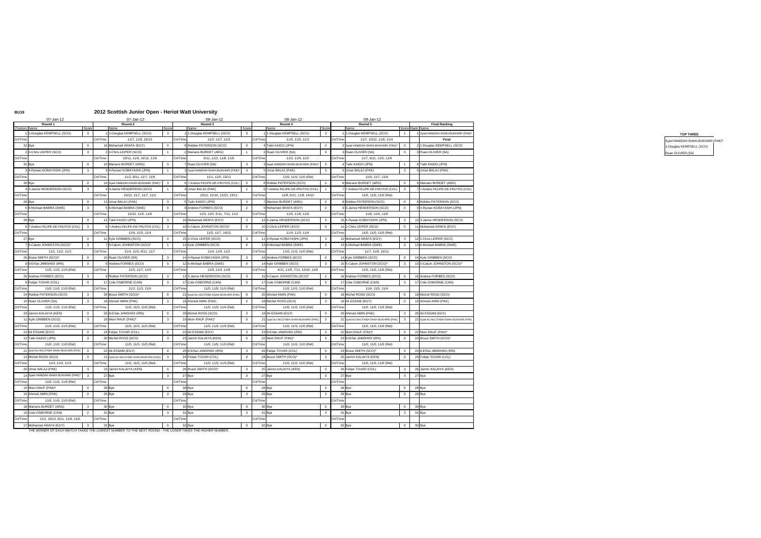**BU19**

# 2012 Scottish Junior Open - Heriot Watt University

| 07-Jan-12 | | | 07-Jan-12 | | | 08-Jan-12 | | | 08-Jan-12 | | | 09-Jan-12 | | | | |
|---|---|---|---|---|---|---|---|---|---|---|---|---|---|---|---|---|
| **Round 1** | | | **Round 2** | | | **Round 3** | | | **Round 4** | | | **Round 5** | | | **Final Ranking** | |
| Position | Name | Score | | Name | Score | | Name | Score | | Name | Score | | Name | Score | Rank | Name |
| 1 | 1-Douglas KEMPSELL (SCO) | 3 | 1 | 1-Douglas KEMPSELL (SCO) | 3 | 1 | 1-Douglas KEMPSELL (SCO) | 3 | 1 | 1-Douglas KEMPSELL (SCO) | 3 | 1 | 1-Douglas KEMPSELL (SCO) | 1 | 1 | Syed HAMZAH-SHAH-BUKHARI (PAK)* |
| Crt/Time | | | Crt/Time | 11/7, 11/5, 15/13 | | Crt/Time | 11/2, 11/7, 11/3 | | Crt/Time | 11/5, 11/5, 11/3 | | Crt/Time | 11/7, 10/12, 11/6, 11/4 | | | Final |
| 32 | Bye | 0 | 16 | Mohamed ARAFA (EGY) | 0 | 8 | Robbie PATERSON (SCO) | 0 | 4 | Taiki KAIDO (JPN) | 0 | 2 | Syed HAMZAH-SHAH-BUKHARI (PAK)* | 3 | 2 | 1-Douglas KEMPSELL (SCO) |
| 2 | 2-Chris LEIPER (SCO) | 3 | 2 | 2-Chris LEIPER (SCO) | 1 | 2 | Mariano BURDET (ARG) | 1 | 2 | Ruan OLIVIER (SA) | 0 | 3 | Ruan OLIVIER (SA) | 3 | 3 | Ruan OLIVIER (SA) |
| Crt/Time | | | Crt/Time | 13/11, 11/9, 10/12, 11/9 | | Crt/Time | 6/11, 11/2, 11/8, 11/9 | | Crt/Time | 11/2, 11/9, 11/0 | | Crt/Time | 11/7, 9/11, 11/5, 11/9 | | | |
| 31 | Bye | 0 | 15 | Mariano BURDET (ARG) | 3 | 7 | Ruan OLIVIER (SA) | 3 | 3 | Syed HAMZAH-SHAH-BUKHARI (PAK)* | 3 | 4 | Taiki KAIDO (JPN) | 1 | 4 | Taiki KAIDO (JPN) |
| 3 | 4-Ryosei KOBAYASHI (JPN) | 3 | 3 | 4-Ryosei KOBAYASHI (JPN) | 1 | 3 | Syed HAMZAH-SHAH-BUKHARI (PAK)* | 3 | 5 | Umar BALAJ (PAK) | 3 | 5 | Umar BALAJ (PAK) | 3 | 5 | Umar BALAJ (PAK) |
| Crt/Time | | | Crt/Time | 11/2, 8/11, 11/7, 11/8 | | Crt/Time | 11/1, 11/5, 13/11 | | Crt/Time | 11/0, 11/0, 11/0 (Ret) | | Crt/Time | 11/9, 11/7, 11/9 | | | |
| 30 | Bye | 0 | 14 | Syed HAMZAH-SHAH-BUKHARI (PAK)* | 3 | 6 | 7-Andres FELIPE-DE-FRUTOS (COL) | 0 | 8 | Robbie PATERSON (SCO) | 0 | 6 | Mariano BURDET (ARG) | 0 | 6 | Mariano BURDET (ARG) |
| 4 | 3-Jamie HENDERSON (SCO) | 3 | 4 | 3-Jamie HENDERSON (SCO) | 1 | 4 | Umar BALAJ (PAK) | 1 | 6 | 7-Andres FELIPE-DE-FRUTOS (COL) | 1 | 7 | 7-Andres FELIPE-DE-FRUTOS (COL) | 3 | 7 | 7-Andres FELIPE-DE-FRUTOS (COL) |
| Crt/Time | | | Crt/Time | 10/12, 11/7, 11/7, 11/2 | | Crt/Time | 10/12, 12/10, 12/10, 13/11 | | Crt/Time | 11/8, 5/11, 11/8, 14/12 | | Crt/Time | 11/0, 11/0, 11/0 (Ret) | | | |
| 29 | Bye | 0 | 13 | Umar BALAJ (PAK) | 3 | 5 | Taiki KAIDO (JPN) | 3 | 7 | Mariano BURDET (ARG) | 3 | 8 | Robbie PATERSON (SCO) | 0 | 8 | Robbie PATERSON (SCO) |
| 5 | 6-Michael BABRA (SWE) | 3 | 5 | 6-Michael BABRA (SWE) | 0 | 9 | Andrew FORBES (SCO) | 2 | 9 | Mohamed ARAFA (EGY) | 0 | 9 | 3-Jamie HENDERSON (SCO) | 0 | 9 | 4-Ryosei KOBAYASHI (JPN) |
| Crt/Time | | | Crt/Time | 15/13, 11/5, 11/9 | | Crt/Time | 11/3, 11/5, 5/11, 7/11, 11/2 | | Crt/Time | 11/5, 11/8, 11/9 | | Crt/Time | 11/8, 11/9, 11/6 | | | |
| 28 | Bye | 0 | 12 | Taiki KAIDO (JPN) | 3 | 16 | Mohamed ARAFA (EGY) | 3 | 12 | 3-Jamie HENDERSON (SCO) | 3 | 10 | 4-Ryosei KOBAYASHI (JPN) | 3 | 10 | 3-Jamie HENDERSON (SCO) |
| 6 | 7-Andres FELIPE-DE-FRUTOS (COL) | 3 | 6 | 7-Andres FELIPE-DE-FRUTOS (COL) | 3 | 10 | 5-Calum JOHNSTON (SCO)* | 0 | 10 | 2-Chris LEIPER (SCO) | 0 | 11 | 2-Chris LEIPER (SCO) | 0 | 11 | Mohamed ARAFA (EGY) |
| Crt/Time | | | Crt/Time | 11/6, 11/5, 11/4 | | Crt/Time | 11/5, 11/7, 14/12 | | Crt/Time | 11/4, 11/3, 11/4 | | Crt/Time | 11/0, 11/0, 11/0 (Ret) | | | |
| 27 | Bye | 0 | 11 | Kyle GRIBBEN (SCO) | 0 | 15 | 2-Chris LEIPER (SCO) | 3 | 11 | 4-Ryosei KOBAYASHI (JPN) | 3 | 12 | Mohamed ARAFA (EGY) | 3 | 12 | 2-Chris LEIPER (SCO) |
| 7 | 5-Calum JOHNSTON (SCO)* | 3 | 7 | 5-Calum JOHNSTON (SCO)* | 1 | 11 | Kyle GRIBBEN (SCO) | 0 | 13 | 6-Michael BABRA (SWE) | 3 | 13 | 6-Michael BABRA (SWE) | 3 | 13 | 6-Michael BABRA (SWE) |
| Crt/Time | 11/1, 11/2, 11/3 | | Crt/Time | 11/4, 11/5, 8/11, 11/7 | | Crt/Time | 11/4, 11/9, 11/2 | | Crt/Time | 11/0, 11/0, 11/0 (Ret) | | Crt/Time | 11/7, 11/8, 13/11 | | | |
| 26 | Bruce SMITH (SCO)* | 0 | 10 | Ruan OLIVIER (SA) | 3 | 12 | 6-Michael BABRA (SWE) | 3 | 16 | Andrew FORBES (SCO) | 0 | 14 | Kyle GRIBBEN (SCO) | 0 | 14 | Kyle GRIBBEN (SCO) |
| 8 | 8-Erfan JAMSHIDI (IRN) | 0 | 8 | Andrew FORBES (SCO) | 0 | 14 | 4-Ryosei KOBAYASHI (JPN) | 3 | 14 | Kyle GRIBBEN (SCO) | 3 | 15 | 5-Calum JOHNSTON (SCO)* | 3 | 15 | 5-Calum JOHNSTON (SCO)* |
| Crt/Time | 11/0, 11/0, 11/0 (Ret) | | Crt/Time | 11/5, 11/7, 11/9 | | Crt/Time | 11/9, 11/4, 11/8 | | Crt/Time | 4/11, 11/9, 7/11, 12/10, 11/8 | | Crt/Time | 11/0, 11/0, 11/0 (Ret) | | | |
| 25 | Andrew FORBES (SCO) | 3 | 9 | Robbie PATERSON (SCO) | 3 | 13 | 3-Jamie HENDERSON (SCO) | 0 | 15 | 5-Calum JOHNSTON (SCO)* | 2 | 16 | Andrew FORBES (SCO) | 0 | 16 | Andrew FORBES (SCO) |
| 9 | Felipe TOVAR (COL) | 0 | 17 | Cole OSBORNE (CAN) | 3 | 17 | Cole OSBORNE (CAN) | 3 | 17 | Cole OSBORNE (CAN) | 3 | 17 | Cole OSBORNE (CAN) | 3 | 17 | Cole OSBORNE (CAN) |
| Crt/Time | 11/0, 11/0, 11/0 (Ret) | | Crt/Time | 11/2, 11/3, 11/6 | | Crt/Time | 11/0, 11/0, 11/0 (Ret) | | Crt/Time | 11/0, 11/0, 11/0 (Ret) | | Crt/Time | 11/6, 11/5, 11/4 | | | |
| 24 | Robbie PATERSON (SCO) | 3 | 26 | Bruce SMITH (SCO)* | 0 | 21 | Syed ALI-MUJTABA-SHAH-BUKHARI (PAK) | 0 | 20 | Ahmed AMIN (PAK) | 0 | 18 | Michel ROSS (SCO) | 0 | 18 | Michel ROSS (SCO) |
| 10 | Ruan OLIVIER (SA) | 3 | 18 | Ahmed AMIN (PAK) | 3 | 18 | Ahmed AMIN (PAK) | 0 | 18 | Michel ROSS (SCO) | 3 | 19 | Ali ESSAM (EGY) | 0 | 19 | Ahmed AMIN (PAK) |
| Crt/Time | 11/0, 11/0, 11/0 (Ret) | | Crt/Time | 11/0, 11/0, 11/0 (Ret) | | Crt/Time | 11/0, 11/0, 11/0 (Ret) | | Crt/Time | 11/0, 11/0, 11/0 (Ret) | | Crt/Time | 11/0, 11/0, 11/0 (Ret) | | | |
| 23 | Jaimin KALAIYA (KEN) | 0 | 25 | 8-Erfan JAMSHIDI (IRN) | 0 | 20 | Michel ROSS (SCO) | 3 | 19 | Ali ESSAM (EGY) | 0 | 20 | Ahmed AMIN (PAK) | 3 | 20 | Ali ESSAM (EGY) |
| 11 | Kyle GRIBBEN (SCO) | 3 | 19 | Moin RAUF (PAK)* | 3 | 19 | Moin RAUF (PAK)* | 0 | 21 | Syed ALI-MUJTABA-SHAH-BUKHARI (PAK) | 3 | 21 | Syed ALI-MUJTABA-SHAH-BUKHARI (PAK) | 3 | 21 | Syed ALI-MUJTABA-SHAH-BUKHARI (PAK) |
| Crt/Time | 11/0, 11/0, 11/0 (Ret) | | Crt/Time | 11/0, 11/0, 11/0 (Ret) | | Crt/Time | 11/0, 11/0, 11/0 (Ret) | | Crt/Time | 11/0, 11/0, 11/0 (Ret) | | Crt/Time | 11/0, 11/0, 11/0 (Ret) | | | |
| 22 | Ali ESSAM (EGY) | 0 | 24 | Felipe TOVAR (COL) | 0 | 22 | Ali ESSAM (EGY) | 3 | 23 | 8-Erfan JAMSHIDI (IRN) | 0 | 22 | Moin RAUF (PAK)* | 0 | 22 | Moin RAUF (PAK)* |
| 12 | Taiki KAIDO (JPN) | 3 | 20 | Michel ROSS (SCO) | 3 | 23 | Jaimin KALAIYA (KEN) | 0 | 22 | Moin RAUF (PAK)* | 3 | 23 | 8-Erfan JAMSHIDI (IRN) | 0 | 23 | Bruce SMITH (SCO)* |
| Crt/Time | 11/0, 11/0, 11/0 (Ret) | | Crt/Time | 11/0, 11/0, 11/0 (Ret) | | Crt/Time | 11/0, 11/0, 11/0 (Ret) | | Crt/Time | 11/0, 11/0, 11/0 (Ret) | | Crt/Time | 11/0, 11/0, 11/0 (Ret) | | | |
| 21 | Syed ALI-MUJTABA-SHAH-BUKHARI (PAK) | 0 | 22 | Ali ESSAM (EGY) | 0 | 25 | 8-Erfan JAMSHIDI (IRN) | 3 | 26 | Felipe TOVAR (COL) | 0 | 24 | Bruce SMITH (SCO)* | 3 | 24 | 8-Erfan JAMSHIDI (IRN) |
| 13 | Michel ROSS (SCO) | 0 | 21 | Syed ALI-MUJTABA-SHAH-BUKHARI (PAK) | 3 | 24 | Felipe TOVAR (COL) | 0 | 24 | Bruce SMITH (SCO)* | 3 | 25 | Jaimin KALAIYA (KEN) | 0 | 25 | Felipe TOVAR (COL) |
| Crt/Time | 11/4, 11/3, 11/3 | | Crt/Time | 11/0, 11/0, 11/0 (Ret) | | Crt/Time | 11/0, 11/0, 11/0 (Ret) | | Crt/Time | 11/0, 11/0, 11/0 (Ret) | | Crt/Time | 11/0, 11/0, 11/0 (Ret) | | | |
| 20 | Umar BALAJ (PAK) | 3 | 23 | Jaimin KALAIYA (KEN) | 0 | 26 | Bruce SMITH (SCO)* | 3 | 25 | Jaimin KALAIYA (KEN) | 0 | 26 | Felipe TOVAR (COL) | 3 | 26 | Jaimin KALAIYA (KEN) |
| 14 | Syed HAMZAH-SHAH-BUKHARI (PAK)* | 3 | 27 | Bye | 3 | 27 | Bye | 3 | 27 | Bye | 3 | 27 | Bye | 3 | 27 | Bye |
| Crt/Time | 11/0, 11/0, 11/0 (Ret) | | Crt/Time | | | Crt/Time | | | Crt/Time | | | Crt/Time | | | | |
| 19 | Moin RAUF (PAK)* | 0 | 28 | Bye | 0 | 28 | Bye | 0 | 28 | Bye | 0 | 28 | Bye | 0 | 28 | Bye |
| 15 | Ahmed AMIN (PAK) | 0 | 29 | Bye | 3 | 29 | Bye | 3 | 29 | Bye | 3 | 29 | Bye | 3 | 29 | Bye |
| Crt/Time | 11/0, 11/0, 11/0 (Ret) | | Crt/Time | | | Crt/Time | | | Crt/Time | | | Crt/Time | | | | |
| 18 | Mariano BURDET (ARG) | 3 | 30 | Bye | 0 | 30 | Bye | 0 | 30 | Bye | 0 | 30 | Bye | 0 | 30 | Bye |
| 16 | Cole OSBORNE (CAN) | 2 | 31 | Bye | 3 | 31 | Bye | 3 | 31 | Bye | 3 | 31 | Bye | 3 | 31 | Bye |
| Crt/Time | 11/2, 10/12, 6/11, 11/8, 11/6 | | Crt/Time | | | Crt/Time | | | Crt/Time | | | Crt/Time | | | | |
| 17 | Mohamed ARAFA (EGY) | 3 | 32 | Bye | 0 | 32 | Bye | 0 | 32 | Bye | 0 | 32 | Bye | 0 | 32 | Bye |

THE WINNER OF EACH MATCH TAKES THE LOWEST NUMBER TO THE NEXT ROUND - THE LOSER TAKES THE HIGHER NUMBER.

| TOP THREE |
|---|
| Final |
| Syed HAMZAH-SHAH-BUKHARI (PAK)* |
| 1-Douglas KEMPSELL (SCO) |
| Ruan OLIVIER (SA) |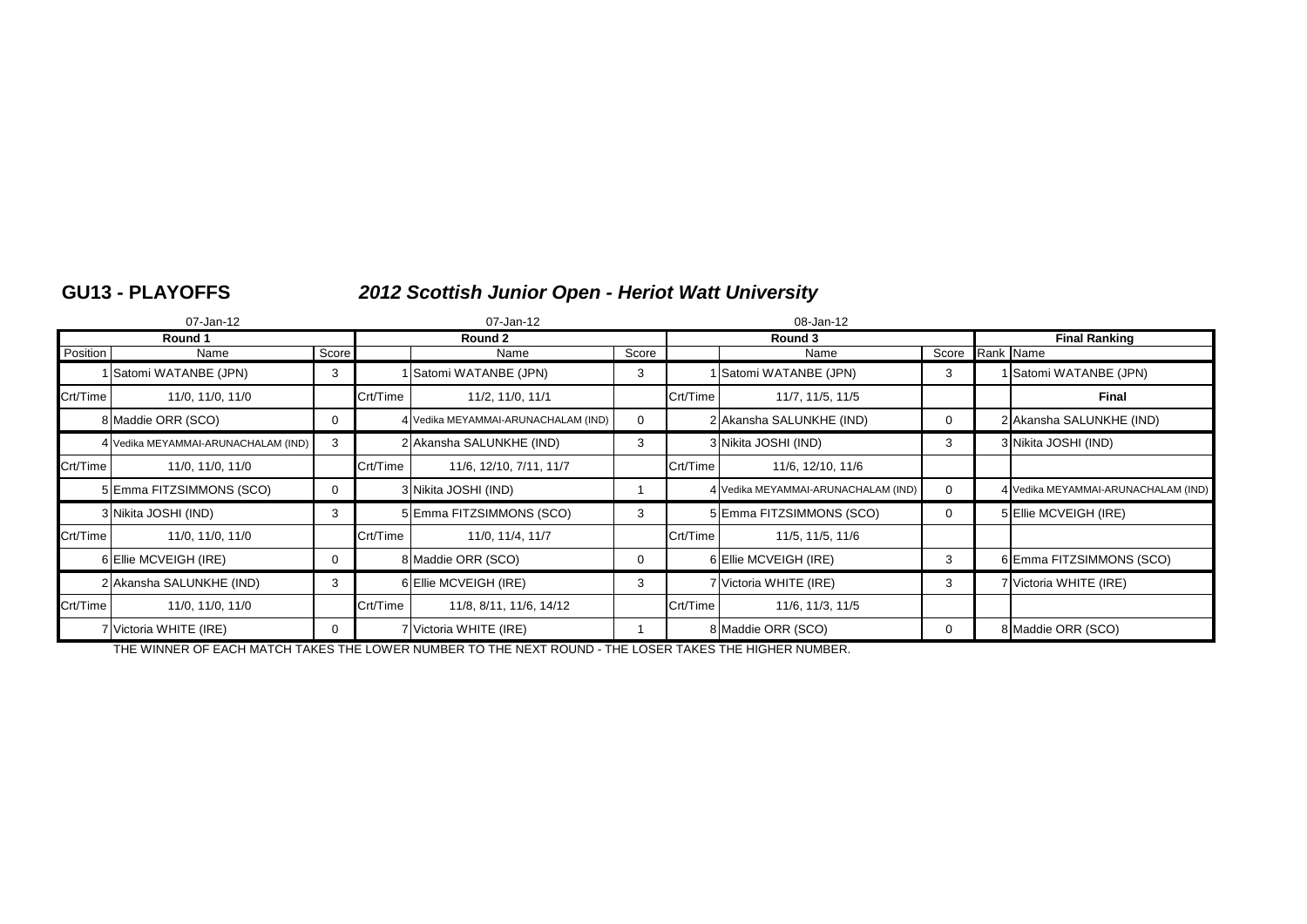## GU13 - PLAYOFFS

### *2012 Scottish Junior Open - Heriot Watt University*

| 07-Jan-12 | | | 07-Jan-12 | | | 08-Jan-12 | | | | |
|---|---|---|---|---|---|---|---|---|---|---|
| **Round 1** | | | **Round 2** | | | **Round 3** | | | **Final Ranking** | |
| Position | Name | Score | | Name | Score | | Name | Score | Rank | Name |
| 1 | Satomi WATANBE (JPN) | 3 | 1 | Satomi WATANBE (JPN) | 3 | 1 | Satomi WATANBE (JPN) | 3 | 1 | Satomi WATANBE (JPN) |
| Crt/Time | 11/0, 11/0, 11/0 | | Crt/Time | 11/2, 11/0, 11/1 | | Crt/Time | 11/7, 11/5, 11/5 | | | **Final** |
| 8 | Maddie ORR (SCO) | 0 | 4 | Vedika MEYAMMAI-ARUNACHALAM (IND) | 0 | 2 | Akansha SALUNKHE (IND) | 0 | 2 | Akansha SALUNKHE (IND) |
| 4 | Vedika MEYAMMAI-ARUNACHALAM (IND) | 3 | 2 | Akansha SALUNKHE (IND) | 3 | 3 | Nikita JOSHI (IND) | 3 | 3 | Nikita JOSHI (IND) |
| Crt/Time | 11/0, 11/0, 11/0 | | Crt/Time | 11/6, 12/10, 7/11, 11/7 | | Crt/Time | 11/6, 12/10, 11/6 | | | |
| 5 | Emma FITZSIMMONS (SCO) | 0 | 3 | Nikita JOSHI (IND) | 1 | 4 | Vedika MEYAMMAI-ARUNACHALAM (IND) | 0 | 4 | Vedika MEYAMMAI-ARUNACHALAM (IND) |
| 3 | Nikita JOSHI (IND) | 3 | 5 | Emma FITZSIMMONS (SCO) | 3 | 5 | Emma FITZSIMMONS (SCO) | 0 | 5 | Ellie MCVEIGH (IRE) |
| Crt/Time | 11/0, 11/0, 11/0 | | Crt/Time | 11/0, 11/4, 11/7 | | Crt/Time | 11/5, 11/5, 11/6 | | | |
| 6 | Ellie MCVEIGH (IRE) | 0 | 8 | Maddie ORR (SCO) | 0 | 6 | Ellie MCVEIGH (IRE) | 3 | 6 | Emma FITZSIMMONS (SCO) |
| 2 | Akansha SALUNKHE (IND) | 3 | 6 | Ellie MCVEIGH (IRE) | 3 | 7 | Victoria WHITE (IRE) | 3 | 7 | Victoria WHITE (IRE) |
| Crt/Time | 11/0, 11/0, 11/0 | | Crt/Time | 11/8, 8/11, 11/6, 14/12 | | Crt/Time | 11/6, 11/3, 11/5 | | | |
| 7 | Victoria WHITE (IRE) | 0 | 7 | Victoria WHITE (IRE) | 1 | 8 | Maddie ORR (SCO) | 0 | 8 | Maddie ORR (SCO) |

THE WINNER OF EACH MATCH TAKES THE LOWER NUMBER TO THE NEXT ROUND - THE LOSER TAKES THE HIGHER NUMBER.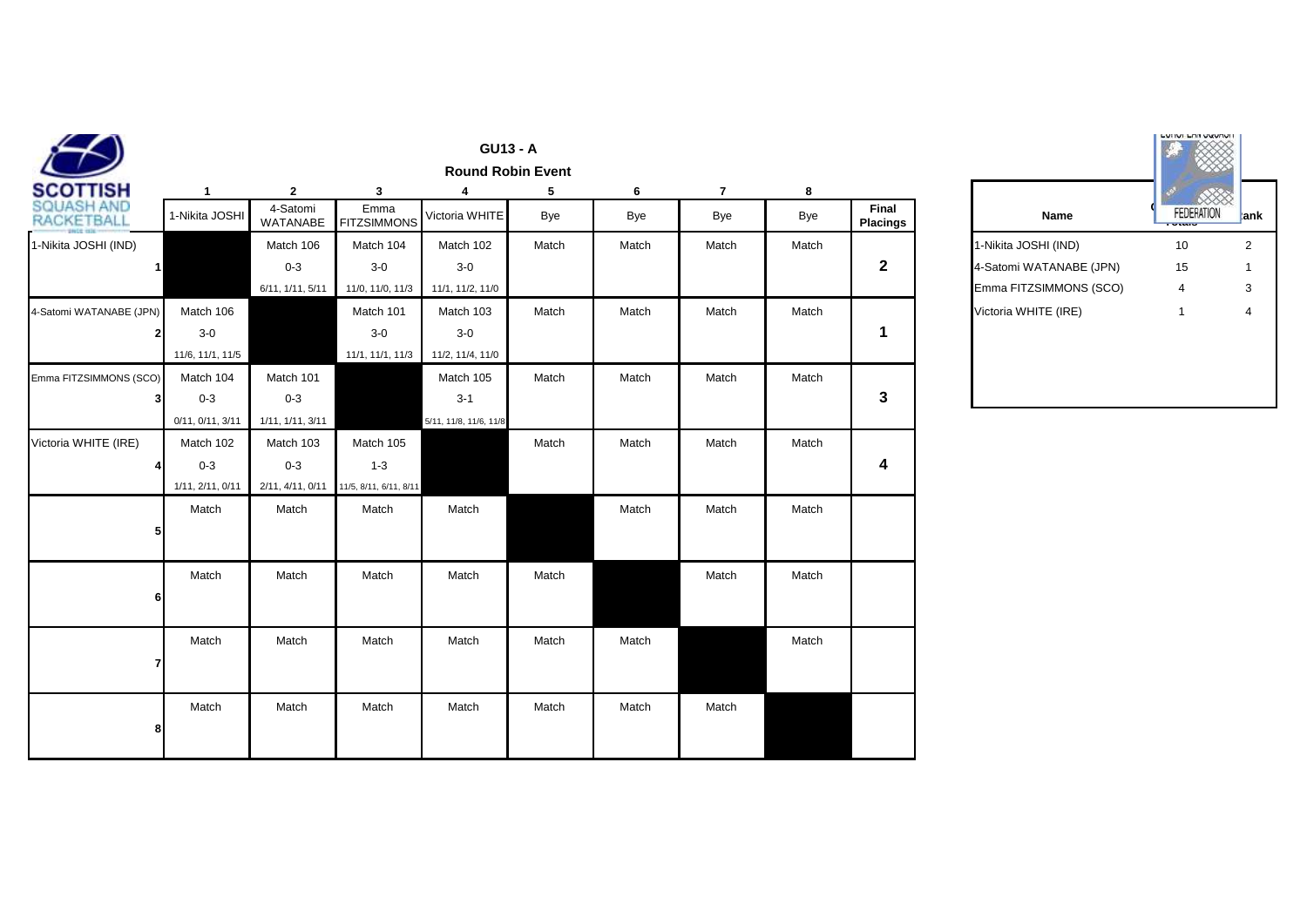## GU13 - A

### Round Robin Event

| | 1 | 2 | 3 | 4 | 5 | 6 | 7 | 8 | |
|---|---|---|---|---|---|---|---|---|---|
| | 1-Nikita JOSHI | 4-Satomi WATANABE | Emma FITZSIMMONS | Victoria WHITE | Bye | Bye | Bye | Bye | **Final Placings** |
| 1-Nikita JOSHI (IND) 1 | | Match 106<br>0-3<br>6/11, 1/11, 5/11 | Match 104<br>3-0<br>11/0, 11/0, 11/3 | Match 102<br>3-0<br>11/1, 11/2, 11/0 | Match | Match | Match | Match | **2** |
| 4-Satomi WATANABE (JPN) 2 | Match 106<br>3-0<br>11/6, 11/1, 11/5 | | Match 101<br>3-0<br>11/1, 11/1, 11/3 | Match 103<br>3-0<br>11/2, 11/4, 11/0 | Match | Match | Match | Match | **1** |
| Emma FITZSIMMONS (SCO) 3 | Match 104<br>0-3<br>0/11, 0/11, 3/11 | Match 101<br>0-3<br>1/11, 1/11, 3/11 | | Match 105<br>3-1<br>5/11, 11/8, 11/6, 11/8 | Match | Match | Match | Match | **3** |
| Victoria WHITE (IRE) 4 | Match 102<br>0-3<br>1/11, 2/11, 0/11 | Match 103<br>0-3<br>2/11, 4/11, 0/11 | Match 105<br>1-3<br>11/5, 8/11, 6/11, 8/11 | | Match | Match | Match | Match | **4** |
| 5 | Match | Match | Match | Match | | Match | Match | Match | |
| 6 | Match | Match | Match | Match | Match | | Match | Match | |
| 7 | Match | Match | Match | Match | Match | Match | | Match | |
| 8 | Match | Match | Match | Match | Match | Match | Match | | |

| Name | Totals | Rank |
|---|---|---|
| 1-Nikita JOSHI (IND) | 10 | 2 |
| 4-Satomi WATANABE (JPN) | 15 | 1 |
| Emma FITZSIMMONS (SCO) | 4 | 3 |
| Victoria WHITE (IRE) | 1 | 4 |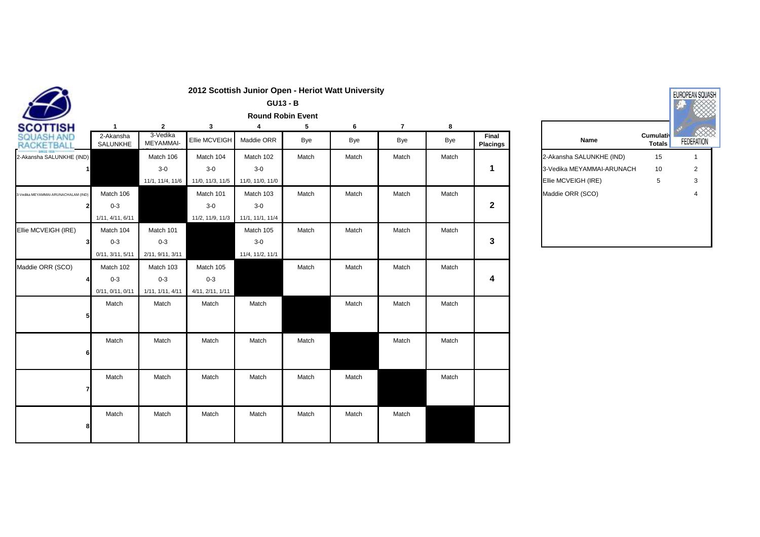# 2012 Scottish Junior Open - Heriot Watt University

## GU13 - B

### Round Robin Event

| | 1 | 2 | 3 | 4 | 5 | 6 | 7 | 8 | |
|---|---|---|---|---|---|---|---|---|---|
| | 2-Akansha SALUNKHE | 3-Vedika MEYAMMAI- | Ellie MCVEIGH | Maddie ORR | Bye | Bye | Bye | Bye | Final Placings |
| 2-Akansha SALUNKHE (IND) 1 | | Match 106<br>3-0<br>11/1, 11/4, 11/6 | Match 104<br>3-0<br>11/0, 11/3, 11/5 | Match 102<br>3-0<br>11/0, 11/0, 11/0 | Match | Match | Match | Match | 1 |
| 3-Vedika MEYAMMAI-ARUNACHALAM (IND) 2 | Match 106<br>0-3<br>1/11, 4/11, 6/11 | | Match 101<br>3-0<br>11/2, 11/9, 11/3 | Match 103<br>3-0<br>11/1, 11/1, 11/4 | Match | Match | Match | Match | 2 |
| Ellie MCVEIGH (IRE) 3 | Match 104<br>0-3<br>0/11, 3/11, 5/11 | Match 101<br>0-3<br>2/11, 9/11, 3/11 | | Match 105<br>3-0<br>11/4, 11/2, 11/1 | Match | Match | Match | Match | 3 |
| Maddie ORR (SCO) 4 | Match 102<br>0-3<br>0/11, 0/11, 0/11 | Match 103<br>0-3<br>1/11, 1/11, 4/11 | Match 105<br>0-3<br>4/11, 2/11, 1/11 | | Match | Match | Match | Match | 4 |
| 5 | Match | Match | Match | Match | | Match | Match | Match | |
| 6 | Match | Match | Match | Match | Match | | Match | Match | |
| 7 | Match | Match | Match | Match | Match | Match | | Match | |
| 8 | Match | Match | Match | Match | Match | Match | Match | | |

| Name | Cumulative Totals | |
|---|---|---|
| 2-Akansha SALUNKHE (IND) | 15 | 1 |
| 3-Vedika MEYAMMAI-ARUNACH | 10 | 2 |
| Ellie MCVEIGH (IRE) | 5 | 3 |
| Maddie ORR (SCO) | | 4 |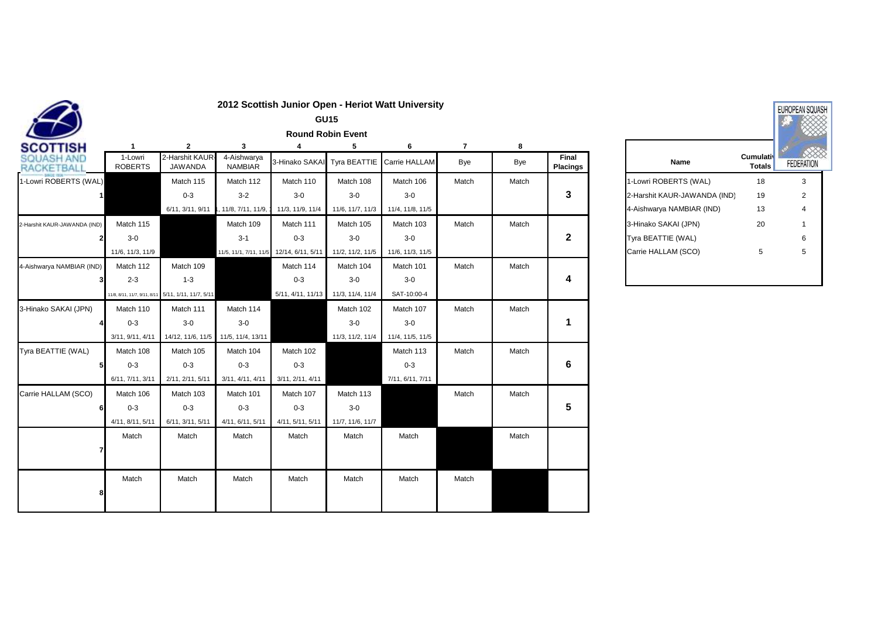# 2012 Scottish Junior Open - Heriot Watt University

## GU15

### Round Robin Event

| | 1 | 2 | 3 | 4 | 5 | 6 | 7 | 8 | |
|---|---|---|---|---|---|---|---|---|---|
| | 1-Lowri ROBERTS | 2-Harshit KAUR-JAWANDA | 4-Aishwarya NAMBIAR | 3-Hinako SAKAI | Tyra BEATTIE | Carrie HALLAM | Bye | Bye | Final Placings |
| 1-Lowri ROBERTS (WAL) 1 | | Match 115<br>0-3<br>6/11, 3/11, 9/11 | Match 112<br>3-2<br>, 11/8, 7/11, 11/9, | Match 110<br>3-0<br>11/3, 11/9, 11/4 | Match 108<br>3-0<br>11/6, 11/7, 11/3 | Match 106<br>3-0<br>11/4, 11/8, 11/5 | Match | Match | 3 |
| 2-Harshit KAUR-JAWANDA (IND) 2 | Match 115<br>3-0<br>11/6, 11/3, 11/9 | | Match 109<br>3-1<br>11/5, 11/1, 7/11, 11/5 | Match 111<br>0-3<br>12/14, 6/11, 5/11 | Match 105<br>3-0<br>11/2, 11/2, 11/5 | Match 103<br>3-0<br>11/6, 11/3, 11/5 | Match | Match | 2 |
| 4-Aishwarya NAMBIAR (IND) 3 | Match 112<br>2-3<br>11/8, 8/11, 11/7, 9/11, 8/11 | Match 109<br>1-3<br>5/11, 1/11, 11/7, 5/11 | | Match 114<br>0-3<br>5/11, 4/11, 11/13 | Match 104<br>3-0<br>11/3, 11/4, 11/4 | Match 101<br>3-0<br>SAT-10:00-4 | Match | Match | 4 |
| 3-Hinako SAKAI (JPN) 4 | Match 110<br>0-3<br>3/11, 9/11, 4/11 | Match 111<br>3-0<br>14/12, 11/6, 11/5 | Match 114<br>3-0<br>11/5, 11/4, 13/11 | | Match 102<br>3-0<br>11/3, 11/2, 11/4 | Match 107<br>3-0<br>11/4, 11/5, 11/5 | Match | Match | 1 |
| Tyra BEATTIE (WAL) 5 | Match 108<br>0-3<br>6/11, 7/11, 3/11 | Match 105<br>0-3<br>2/11, 2/11, 5/11 | Match 104<br>0-3<br>3/11, 4/11, 4/11 | Match 102<br>0-3<br>3/11, 2/11, 4/11 | | Match 113<br>0-3<br>7/11, 6/11, 7/11 | Match | Match | 6 |
| Carrie HALLAM (SCO) 6 | Match 106<br>0-3<br>4/11, 8/11, 5/11 | Match 103<br>0-3<br>6/11, 3/11, 5/11 | Match 101<br>0-3<br>4/11, 6/11, 5/11 | Match 107<br>0-3<br>4/11, 5/11, 5/11 | Match 113<br>3-0<br>11/7, 11/6, 11/7 | | Match | Match | 5 |
| 7 | Match | Match | Match | Match | Match | Match | | Match | |
| 8 | Match | Match | Match | Match | Match | Match | Match | | |

| Name | Cumulative Totals | |
|---|---|---|
| 1-Lowri ROBERTS (WAL) | 18 | 3 |
| 2-Harshit KAUR-JAWANDA (IND) | 19 | 2 |
| 4-Aishwarya NAMBIAR (IND) | 13 | 4 |
| 3-Hinako SAKAI (JPN) | 20 | 1 |
| Tyra BEATTIE (WAL) | | 6 |
| Carrie HALLAM (SCO) | 5 | 5 |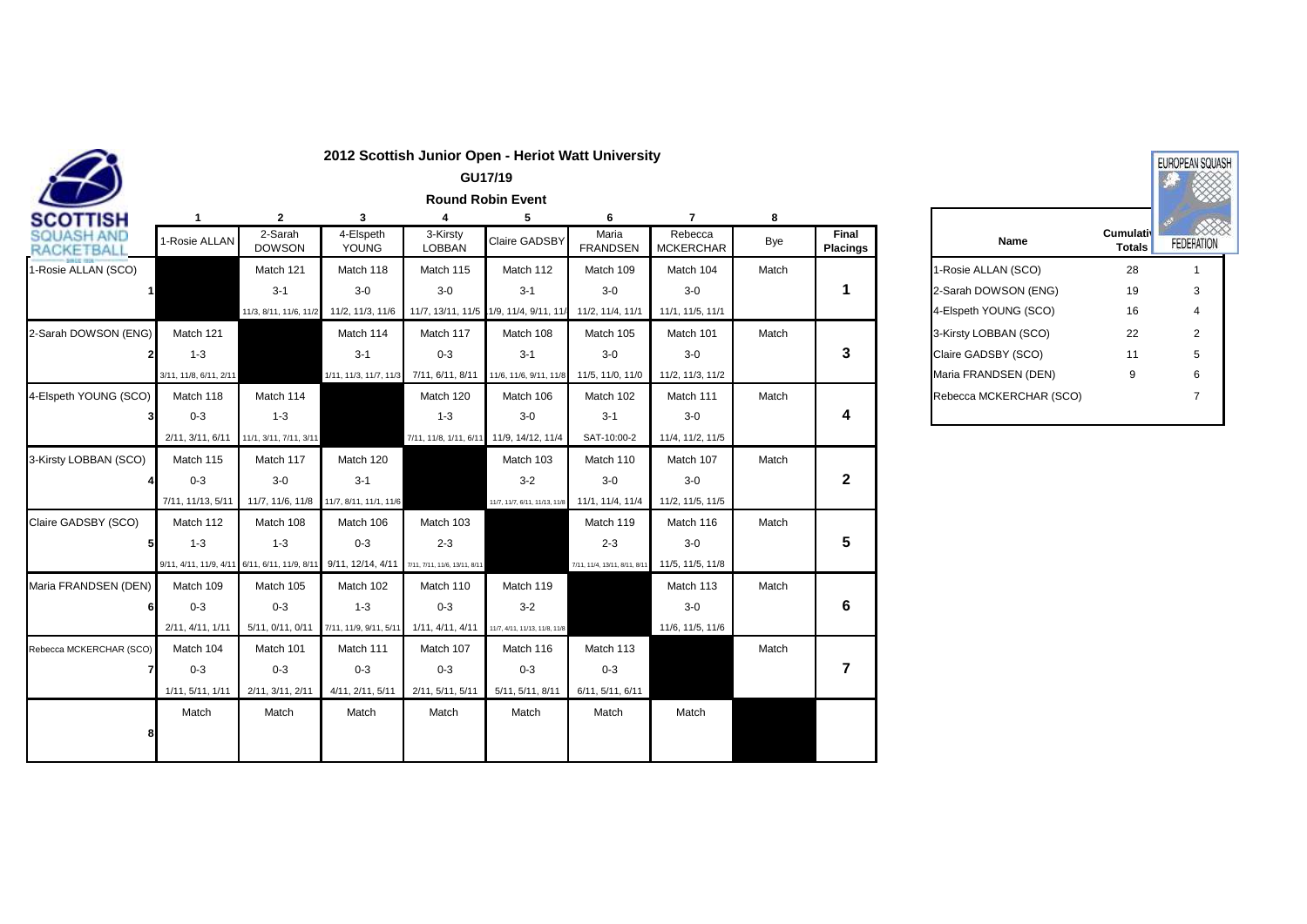# 2012 Scottish Junior Open - Heriot Watt University

## GU17/19

### Round Robin Event

| | 1 | 2 | 3 | 4 | 5 | 6 | 7 | 8 | |
|---|---|---|---|---|---|---|---|---|---|
| | 1-Rosie ALLAN | 2-Sarah DOWSON | 4-Elspeth YOUNG | 3-Kirsty LOBBAN | Claire GADSBY | Maria FRANDSEN | Rebecca MCKERCHAR | Bye | Final Placings |
| 1-Rosie ALLAN (SCO) | | Match 121 | Match 118 | Match 115 | Match 112 | Match 109 | Match 104 | Match | |
| 1 | | 3-1 | 3-0 | 3-0 | 3-1 | 3-0 | 3-0 | | 1 |
| | | 11/3, 8/11, 11/6, 11/2 | 11/2, 11/3, 11/6 | 11/7, 13/11, 11/5 | 11/9, 11/4, 9/11, 11/ | 11/2, 11/4, 11/1 | 11/1, 11/5, 11/1 | | |
| 2-Sarah DOWSON (ENG) | Match 121 | | Match 114 | Match 117 | Match 108 | Match 105 | Match 101 | Match | |
| 2 | 1-3 | | 3-1 | 0-3 | 3-1 | 3-0 | 3-0 | | 3 |
| | 3/11, 11/8, 6/11, 2/11 | | 1/11, 11/3, 11/7, 11/3 | 7/11, 6/11, 8/11 | 11/6, 11/6, 9/11, 11/8 | 11/5, 11/0, 11/0 | 11/2, 11/3, 11/2 | | |
| 4-Elspeth YOUNG (SCO) | Match 118 | Match 114 | | Match 120 | Match 106 | Match 102 | Match 111 | Match | |
| 3 | 0-3 | 1-3 | | 1-3 | 3-0 | 3-1 | 3-0 | | 4 |
| | 2/11, 3/11, 6/11 | 11/1, 3/11, 7/11, 3/11 | | 7/11, 11/8, 1/11, 6/11 | 11/9, 14/12, 11/4 | SAT-10:00-2 | 11/4, 11/2, 11/5 | | |
| 3-Kirsty LOBBAN (SCO) | Match 115 | Match 117 | Match 120 | | Match 103 | Match 110 | Match 107 | Match | |
| 4 | 0-3 | 3-0 | 3-1 | | 3-2 | 3-0 | 3-0 | | 2 |
| | 7/11, 11/13, 5/11 | 11/7, 11/6, 11/8 | 11/7, 8/11, 11/1, 11/6 | | 11/7, 11/7, 6/11, 11/13, 11/8 | 11/1, 11/4, 11/4 | 11/2, 11/5, 11/5 | | |
| Claire GADSBY (SCO) | Match 112 | Match 108 | Match 106 | Match 103 | | Match 119 | Match 116 | Match | |
| 5 | 1-3 | 1-3 | 0-3 | 2-3 | | 2-3 | 3-0 | | 5 |
| | 9/11, 4/11, 11/9, 4/11 | 6/11, 6/11, 11/9, 8/11 | 9/11, 12/14, 4/11 | 7/11, 7/11, 11/6, 13/11, 8/11 | | 7/11, 11/4, 13/11, 8/11, 8/11 | 11/5, 11/5, 11/8 | | |
| Maria FRANDSEN (DEN) | Match 109 | Match 105 | Match 102 | Match 110 | Match 119 | | Match 113 | Match | |
| 6 | 0-3 | 0-3 | 1-3 | 0-3 | 3-2 | | 3-0 | | 6 |
| | 2/11, 4/11, 1/11 | 5/11, 0/11, 0/11 | 7/11, 11/9, 9/11, 5/11 | 1/11, 4/11, 4/11 | 11/7, 4/11, 11/13, 11/8, 11/8 | | 11/6, 11/5, 11/6 | | |
| Rebecca MCKERCHAR (SCO) | Match 104 | Match 101 | Match 111 | Match 107 | Match 116 | Match 113 | | Match | |
| 7 | 0-3 | 0-3 | 0-3 | 0-3 | 0-3 | 0-3 | | | 7 |
| | 1/11, 1/11 | 2/11, 3/11, 2/11 | 4/11, 2/11, 5/11 | 2/11, 5/11, 5/11 | 5/11, 5/11, 8/11 | 6/11, 5/11, 6/11 | | | |
| | Match | Match | Match | Match | Match | Match | Match | | |
| 8 | | | | | | | | | |

| Name | Cumulative Totals | |
|---|---|---|
| 1-Rosie ALLAN (SCO) | 28 | 1 |
| 2-Sarah DOWSON (ENG) | 19 | 3 |
| 4-Elspeth YOUNG (SCO) | 16 | 4 |
| 3-Kirsty LOBBAN (SCO) | 22 | 2 |
| Claire GADSBY (SCO) | 11 | 5 |
| Maria FRANDSEN (DEN) | 9 | 6 |
| Rebecca MCKERCHAR (SCO) | | 7 |